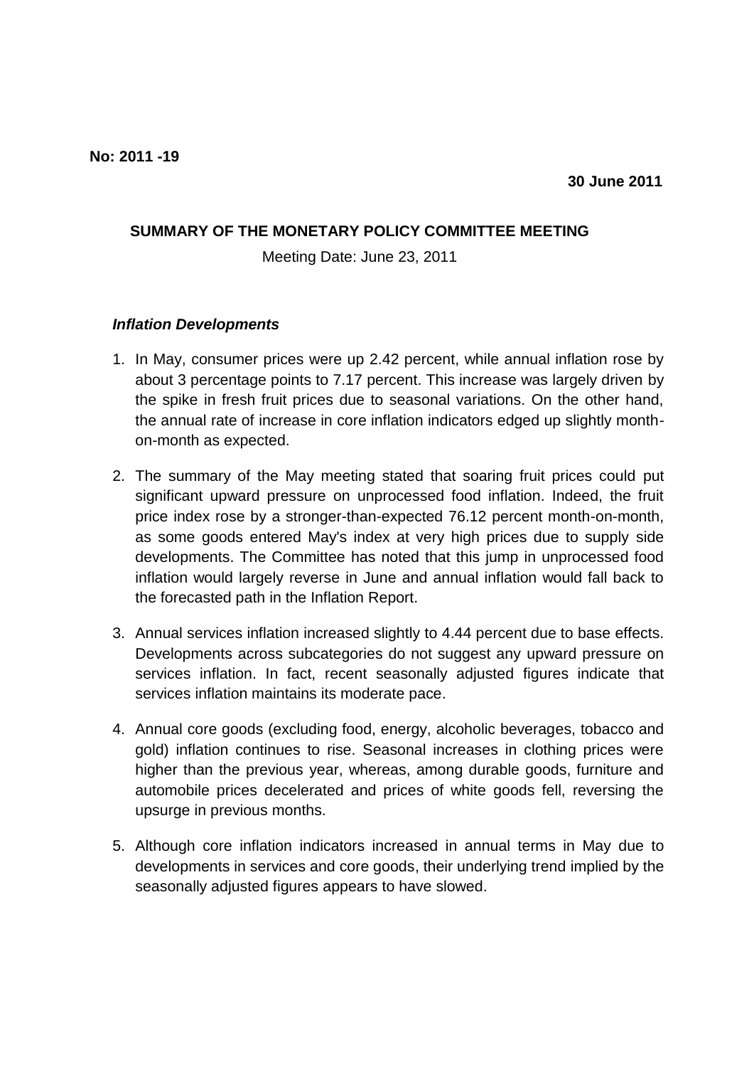**No: 2011 -19**

**30 June 2011**

**SUMMARY OF THE MONETARY POLICY COMMITTEE MEETING**

Meeting Date: June 23, 2011

***Inflation Developments***

1. In May, consumer prices were up 2.42 percent, while annual inflation rose by about 3 percentage points to 7.17 percent. This increase was largely driven by the spike in fresh fruit prices due to seasonal variations. On the other hand, the annual rate of increase in core inflation indicators edged up slightly month-on-month as expected.
2. The summary of the May meeting stated that soaring fruit prices could put significant upward pressure on unprocessed food inflation. Indeed, the fruit price index rose by a stronger-than-expected 76.12 percent month-on-month, as some goods entered May's index at very high prices due to supply side developments. The Committee has noted that this jump in unprocessed food inflation would largely reverse in June and annual inflation would fall back to the forecasted path in the Inflation Report.
3. Annual services inflation increased slightly to 4.44 percent due to base effects. Developments across subcategories do not suggest any upward pressure on services inflation. In fact, recent seasonally adjusted figures indicate that services inflation maintains its moderate pace.
4. Annual core goods (excluding food, energy, alcoholic beverages, tobacco and gold) inflation continues to rise. Seasonal increases in clothing prices were higher than the previous year, whereas, among durable goods, furniture and automobile prices decelerated and prices of white goods fell, reversing the upsurge in previous months.
5. Although core inflation indicators increased in annual terms in May due to developments in services and core goods, their underlying trend implied by the seasonally adjusted figures appears to have slowed.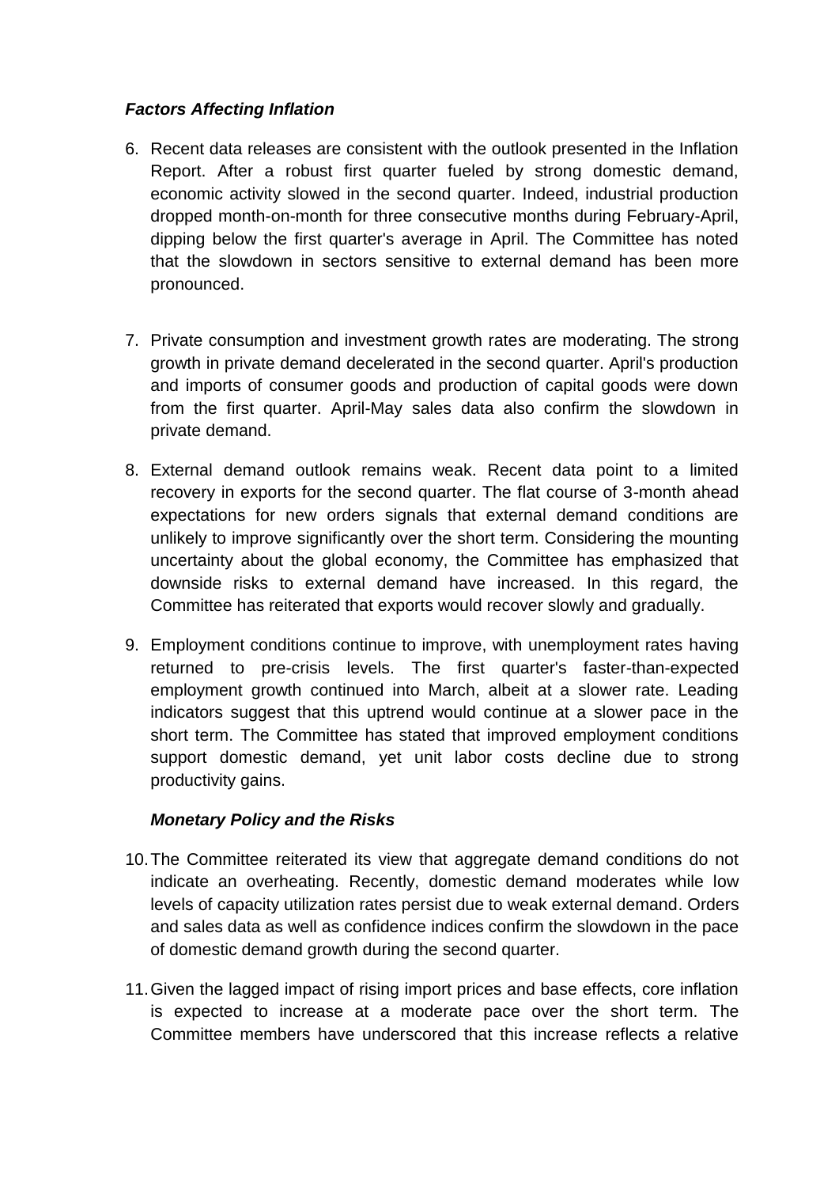### *Factors Affecting Inflation*

6. Recent data releases are consistent with the outlook presented in the Inflation Report. After a robust first quarter fueled by strong domestic demand, economic activity slowed in the second quarter. Indeed, industrial production dropped month-on-month for three consecutive months during February-April, dipping below the first quarter's average in April. The Committee has noted that the slowdown in sectors sensitive to external demand has been more pronounced.

7. Private consumption and investment growth rates are moderating. The strong growth in private demand decelerated in the second quarter. April's production and imports of consumer goods and production of capital goods were down from the first quarter. April-May sales data also confirm the slowdown in private demand.

8. External demand outlook remains weak. Recent data point to a limited recovery in exports for the second quarter. The flat course of 3-month ahead expectations for new orders signals that external demand conditions are unlikely to improve significantly over the short term. Considering the mounting uncertainty about the global economy, the Committee has emphasized that downside risks to external demand have increased. In this regard, the Committee has reiterated that exports would recover slowly and gradually.

9. Employment conditions continue to improve, with unemployment rates having returned to pre-crisis levels. The first quarter's faster-than-expected employment growth continued into March, albeit at a slower rate. Leading indicators suggest that this uptrend would continue at a slower pace in the short term. The Committee has stated that improved employment conditions support domestic demand, yet unit labor costs decline due to strong productivity gains.

### *Monetary Policy and the Risks*

10. The Committee reiterated its view that aggregate demand conditions do not indicate an overheating. Recently, domestic demand moderates while low levels of capacity utilization rates persist due to weak external demand. Orders and sales data as well as confidence indices confirm the slowdown in the pace of domestic demand growth during the second quarter.

11. Given the lagged impact of rising import prices and base effects, core inflation is expected to increase at a moderate pace over the short term. The Committee members have underscored that this increase reflects a relative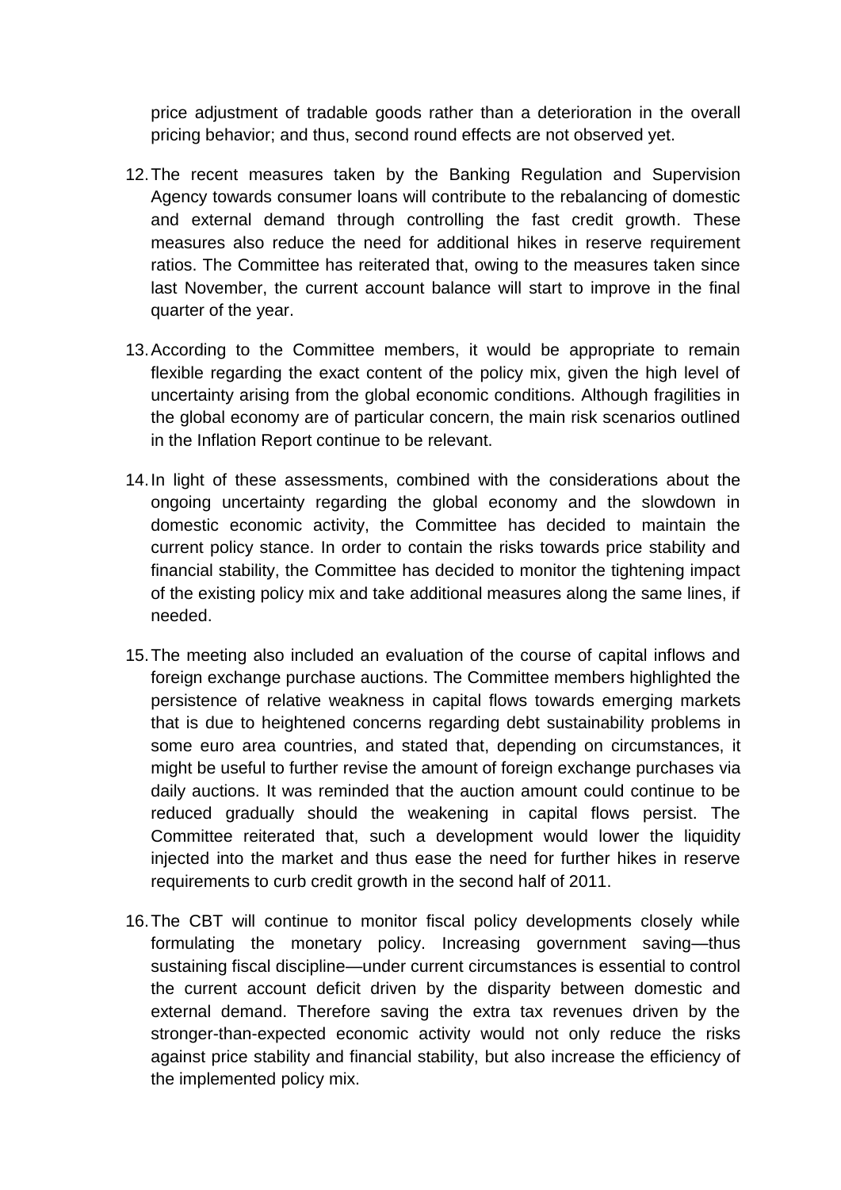price adjustment of tradable goods rather than a deterioration in the overall pricing behavior; and thus, second round effects are not observed yet.

12. The recent measures taken by the Banking Regulation and Supervision Agency towards consumer loans will contribute to the rebalancing of domestic and external demand through controlling the fast credit growth. These measures also reduce the need for additional hikes in reserve requirement ratios. The Committee has reiterated that, owing to the measures taken since last November, the current account balance will start to improve in the final quarter of the year.

13. According to the Committee members, it would be appropriate to remain flexible regarding the exact content of the policy mix, given the high level of uncertainty arising from the global economic conditions. Although fragilities in the global economy are of particular concern, the main risk scenarios outlined in the Inflation Report continue to be relevant.

14. In light of these assessments, combined with the considerations about the ongoing uncertainty regarding the global economy and the slowdown in domestic economic activity, the Committee has decided to maintain the current policy stance. In order to contain the risks towards price stability and financial stability, the Committee has decided to monitor the tightening impact of the existing policy mix and take additional measures along the same lines, if needed.

15. The meeting also included an evaluation of the course of capital inflows and foreign exchange purchase auctions. The Committee members highlighted the persistence of relative weakness in capital flows towards emerging markets that is due to heightened concerns regarding debt sustainability problems in some euro area countries, and stated that, depending on circumstances, it might be useful to further revise the amount of foreign exchange purchases via daily auctions. It was reminded that the auction amount could continue to be reduced gradually should the weakening in capital flows persist. The Committee reiterated that, such a development would lower the liquidity injected into the market and thus ease the need for further hikes in reserve requirements to curb credit growth in the second half of 2011.

16. The CBT will continue to monitor fiscal policy developments closely while formulating the monetary policy. Increasing government saving—thus sustaining fiscal discipline—under current circumstances is essential to control the current account deficit driven by the disparity between domestic and external demand. Therefore saving the extra tax revenues driven by the stronger-than-expected economic activity would not only reduce the risks against price stability and financial stability, but also increase the efficiency of the implemented policy mix.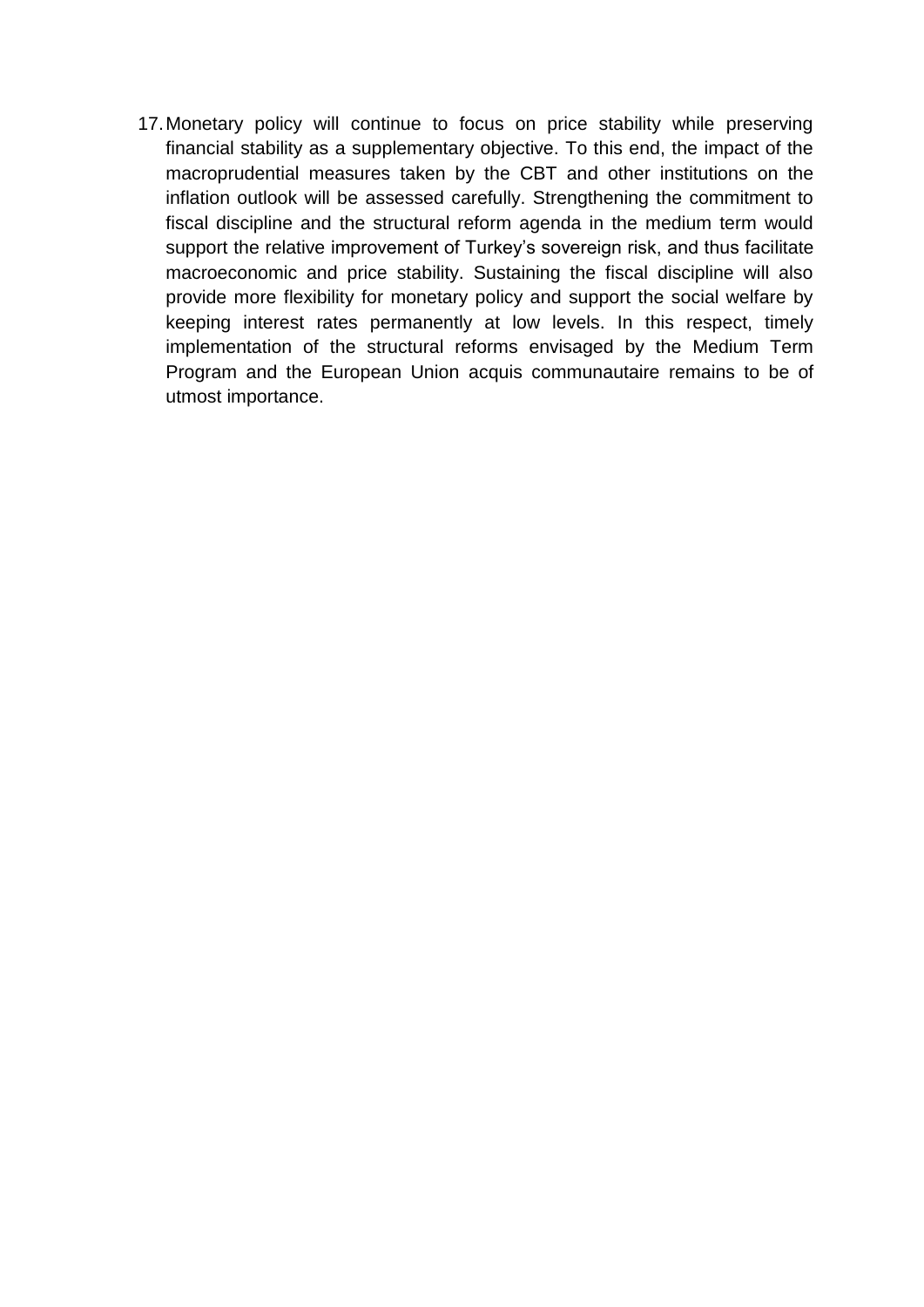17. Monetary policy will continue to focus on price stability while preserving financial stability as a supplementary objective. To this end, the impact of the macroprudential measures taken by the CBT and other institutions on the inflation outlook will be assessed carefully. Strengthening the commitment to fiscal discipline and the structural reform agenda in the medium term would support the relative improvement of Turkey's sovereign risk, and thus facilitate macroeconomic and price stability. Sustaining the fiscal discipline will also provide more flexibility for monetary policy and support the social welfare by keeping interest rates permanently at low levels. In this respect, timely implementation of the structural reforms envisaged by the Medium Term Program and the European Union acquis communautaire remains to be of utmost importance.